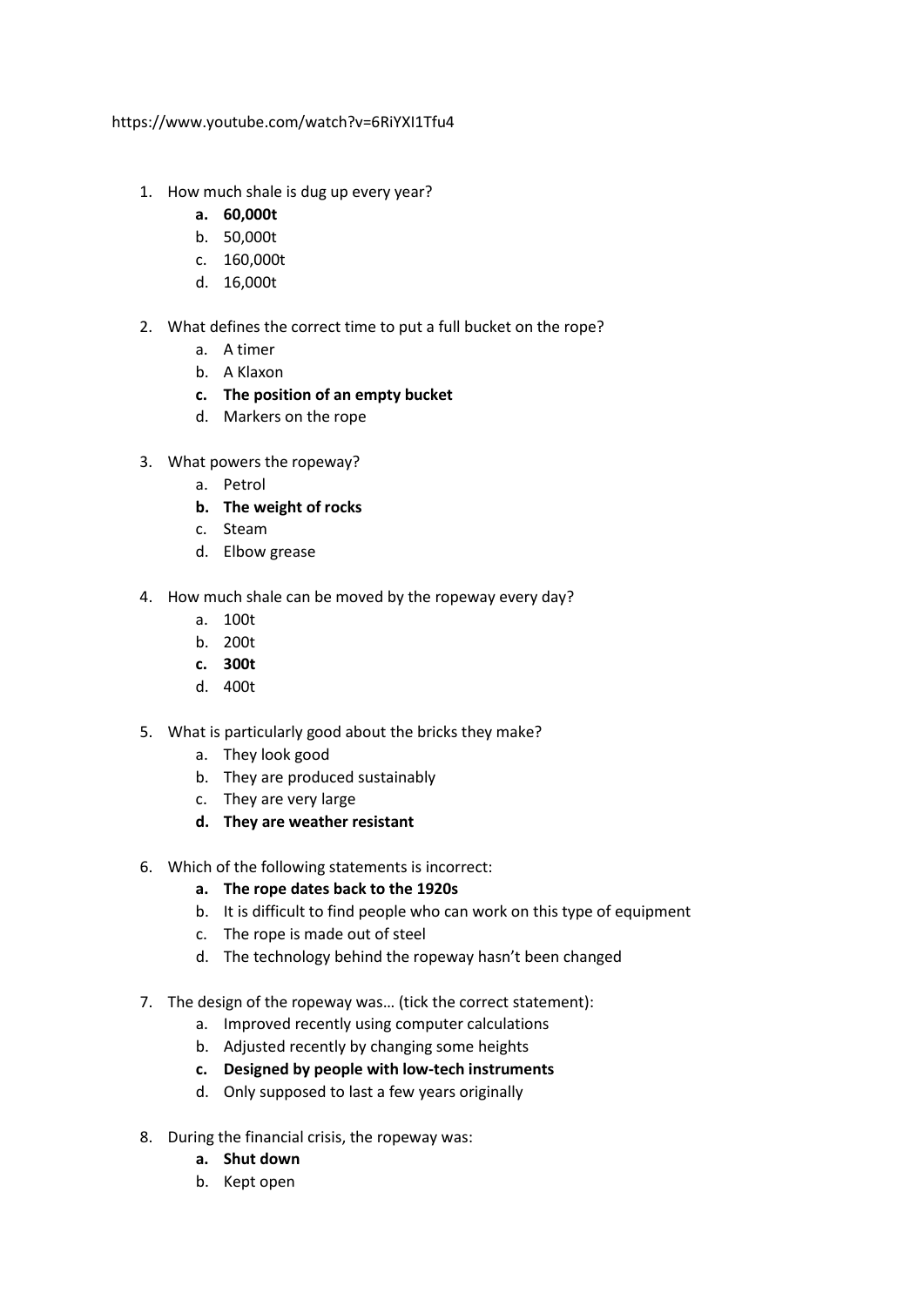https://www.youtube.com/watch?v=6RiYXI1Tfu4

1. How much shale is dug up every year?
   a. **60,000t**
   b. 50,000t
   c. 160,000t
   d. 16,000t

2. What defines the correct time to put a full bucket on the rope?
   a. A timer
   b. A Klaxon
   c. **The position of an empty bucket**
   d. Markers on the rope

3. What powers the ropeway?
   a. Petrol
   b. **The weight of rocks**
   c. Steam
   d. Elbow grease

4. How much shale can be moved by the ropeway every day?
   a. 100t
   b. 200t
   c. **300t**
   d. 400t

5. What is particularly good about the bricks they make?
   a. They look good
   b. They are produced sustainably
   c. They are very large
   d. **They are weather resistant**

6. Which of the following statements is incorrect:
   a. **The rope dates back to the 1920s**
   b. It is difficult to find people who can work on this type of equipment
   c. The rope is made out of steel
   d. The technology behind the ropeway hasn't been changed

7. The design of the ropeway was… (tick the correct statement):
   a. Improved recently using computer calculations
   b. Adjusted recently by changing some heights
   c. **Designed by people with low-tech instruments**
   d. Only supposed to last a few years originally

8. During the financial crisis, the ropeway was:
   a. **Shut down**
   b. Kept open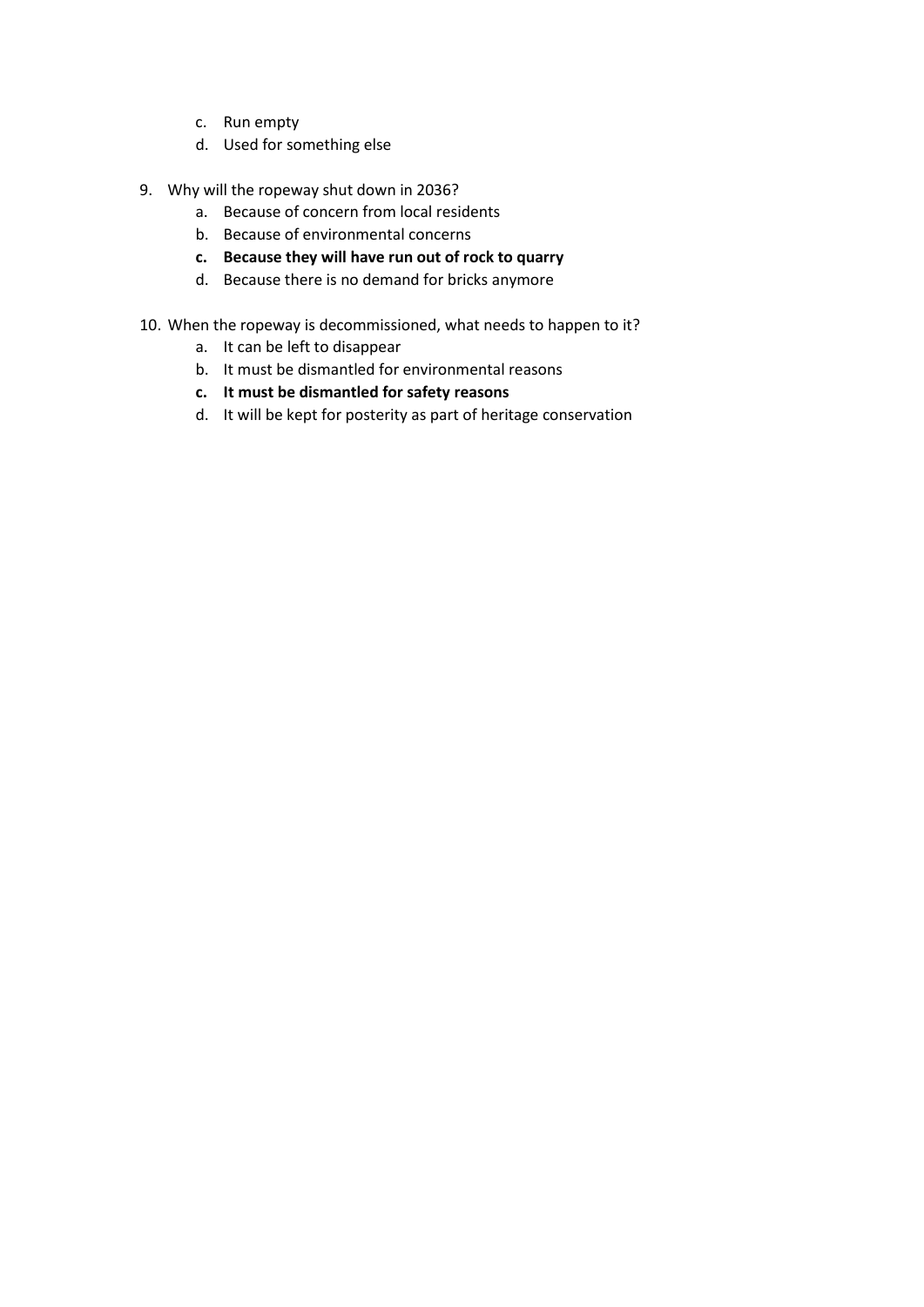c. Run empty
   d. Used for something else

9. Why will the ropeway shut down in 2036?
   a. Because of concern from local residents
   b. Because of environmental concerns
   **c. Because they will have run out of rock to quarry**
   d. Because there is no demand for bricks anymore

10. When the ropeway is decommissioned, what needs to happen to it?
    a. It can be left to disappear
    b. It must be dismantled for environmental reasons
    **c. It must be dismantled for safety reasons**
    d. It will be kept for posterity as part of heritage conservation